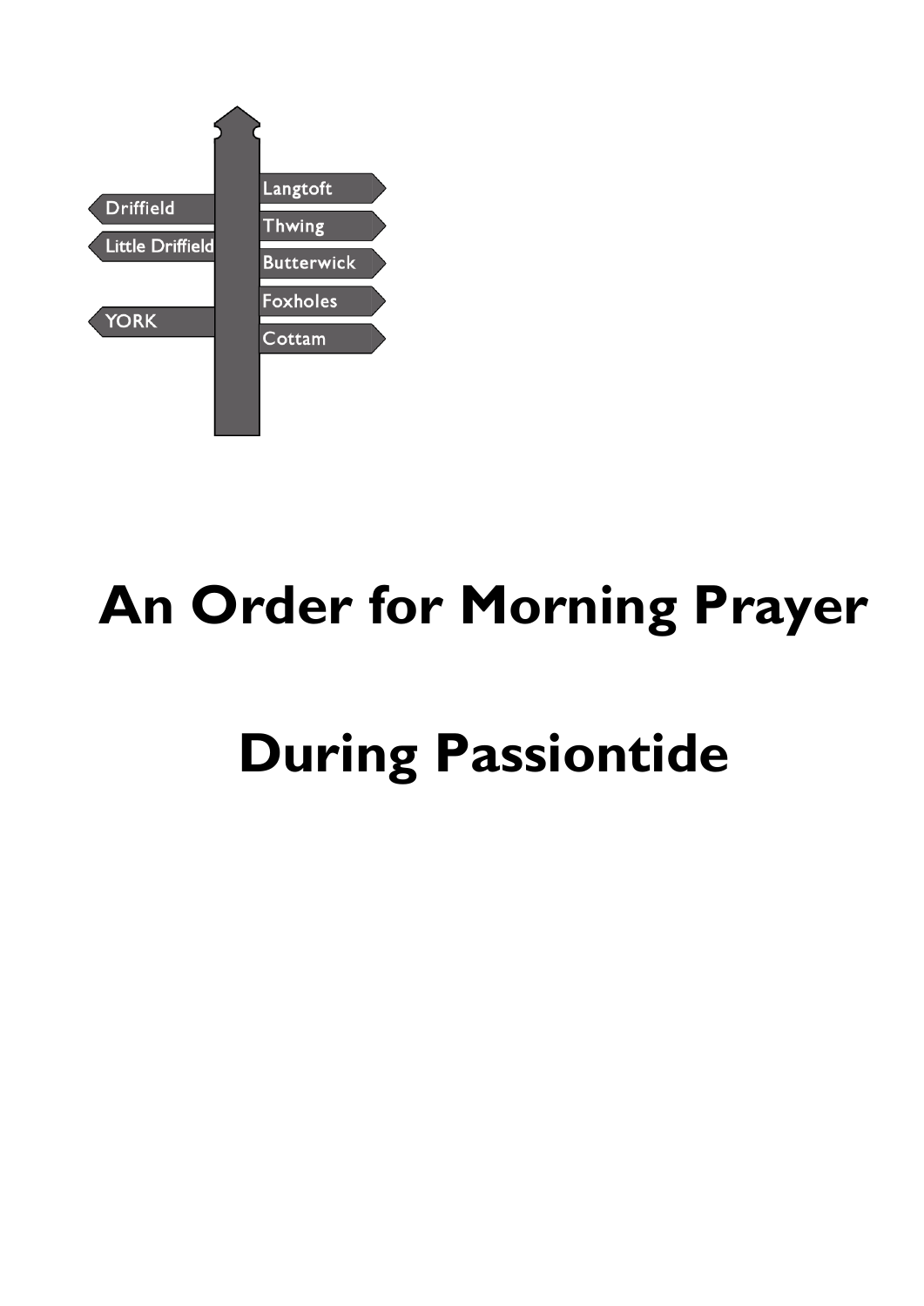Driffield

Little Driffield

YORK

Langtoft

Thwing

Butterwick

Foxholes

Cottam

# An Order for Morning Prayer

# During Passiontide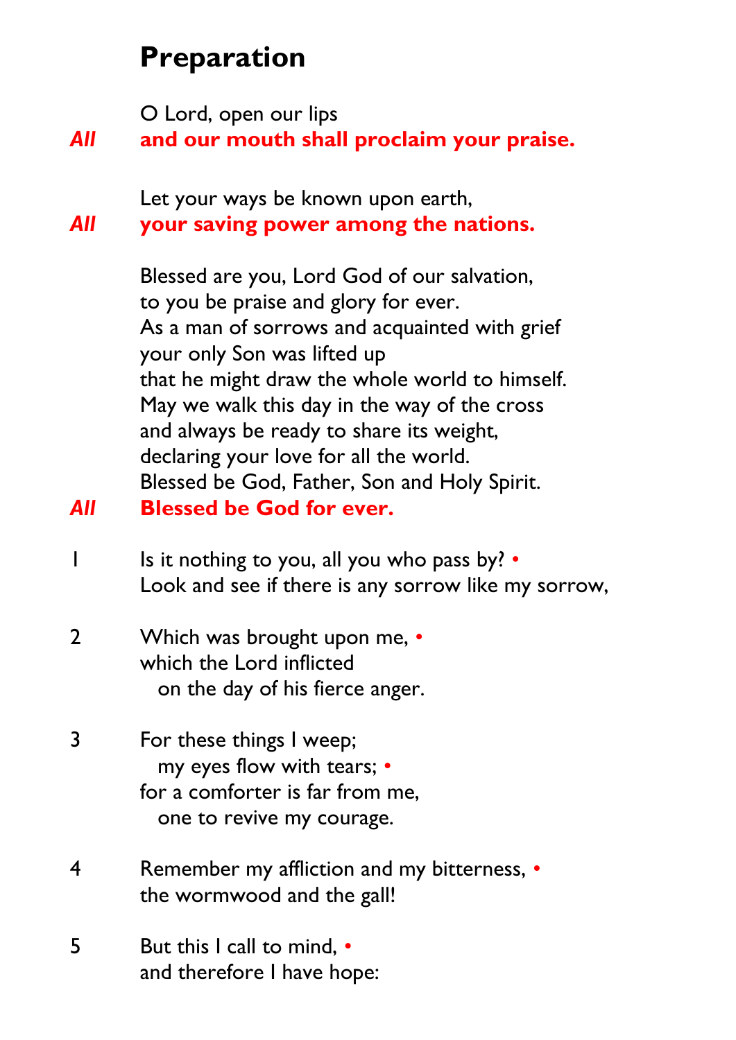# Preparation

O Lord, open our lips

*All* **and our mouth shall proclaim your praise.**

Let your ways be known upon earth,

*All* **your saving power among the nations.**

Blessed are you, Lord God of our salvation,
to you be praise and glory for ever.
As a man of sorrows and acquainted with grief
your only Son was lifted up
that he might draw the whole world to himself.
May we walk this day in the way of the cross
and always be ready to share its weight,
declaring your love for all the world.
Blessed be God, Father, Son and Holy Spirit.

*All* **Blessed be God for ever.**

1 Is it nothing to you, all you who pass by? •
Look and see if there is any sorrow like my sorrow,

2 Which was brought upon me, •
which the Lord inflicted
  on the day of his fierce anger.

3 For these things I weep;
  my eyes flow with tears; •
for a comforter is far from me,
  one to revive my courage.

4 Remember my affliction and my bitterness, •
the wormwood and the gall!

5 But this I call to mind, •
and therefore I have hope: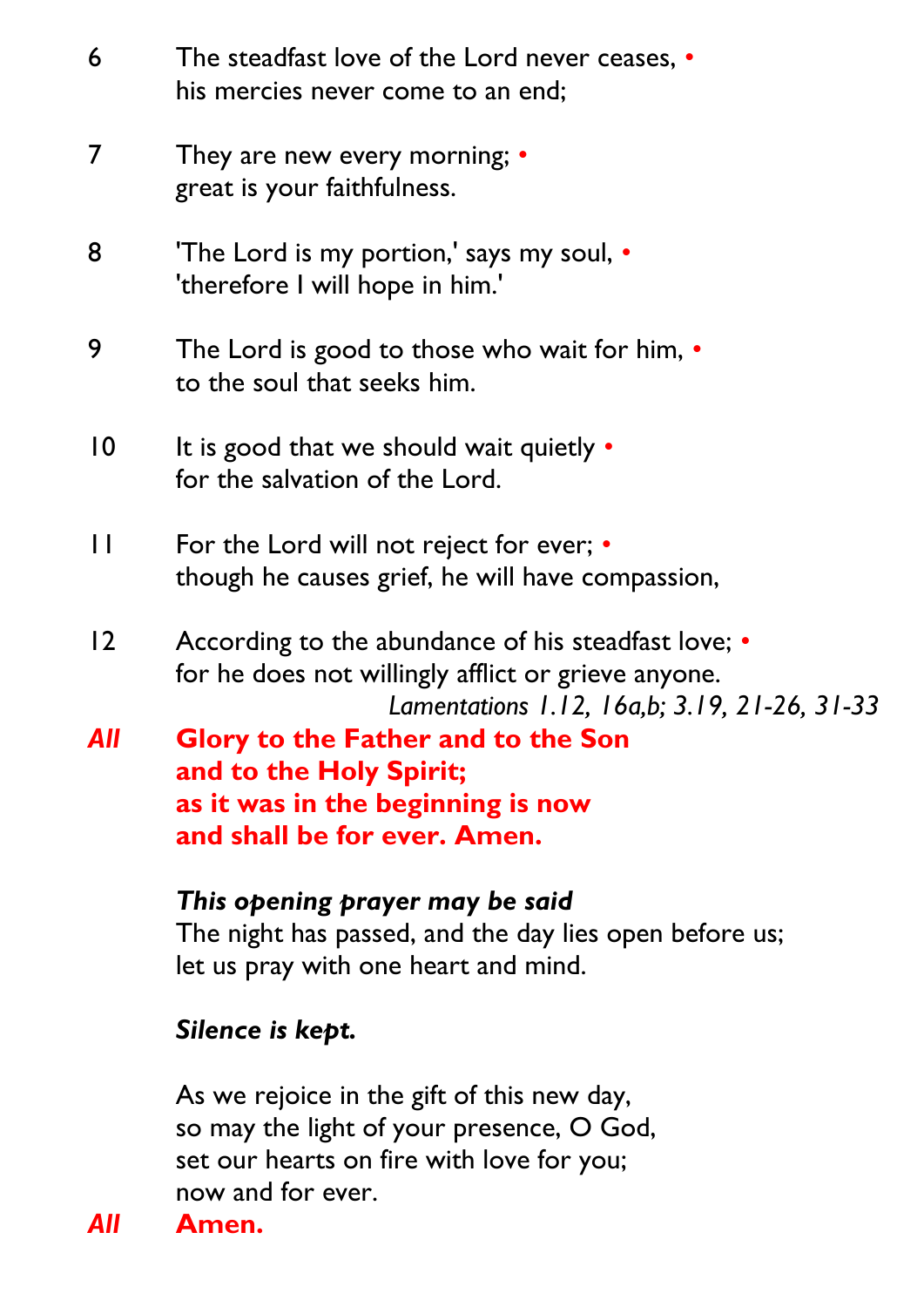6 The steadfast love of the Lord never ceases, •
his mercies never come to an end;

7 They are new every morning; •
great is your faithfulness.

8 'The Lord is my portion,' says my soul, •
'therefore I will hope in him.'

9 The Lord is good to those who wait for him, •
to the soul that seeks him.

10 It is good that we should wait quietly •
for the salvation of the Lord.

11 For the Lord will not reject for ever; •
though he causes grief, he will have compassion,

12 According to the abundance of his steadfast love; •
for he does not willingly afflict or grieve anyone.

*Lamentations 1.12, 16a,b; 3.19, 21-26, 31-33*

*All* **Glory to the Father and to the Son
and to the Holy Spirit;
as it was in the beginning is now
and shall be for ever. Amen.**

***This opening prayer may be said***

The night has passed, and the day lies open before us;
let us pray with one heart and mind.

***Silence is kept.***

As we rejoice in the gift of this new day,
so may the light of your presence, O God,
set our hearts on fire with love for you;
now and for ever.

*All* **Amen.**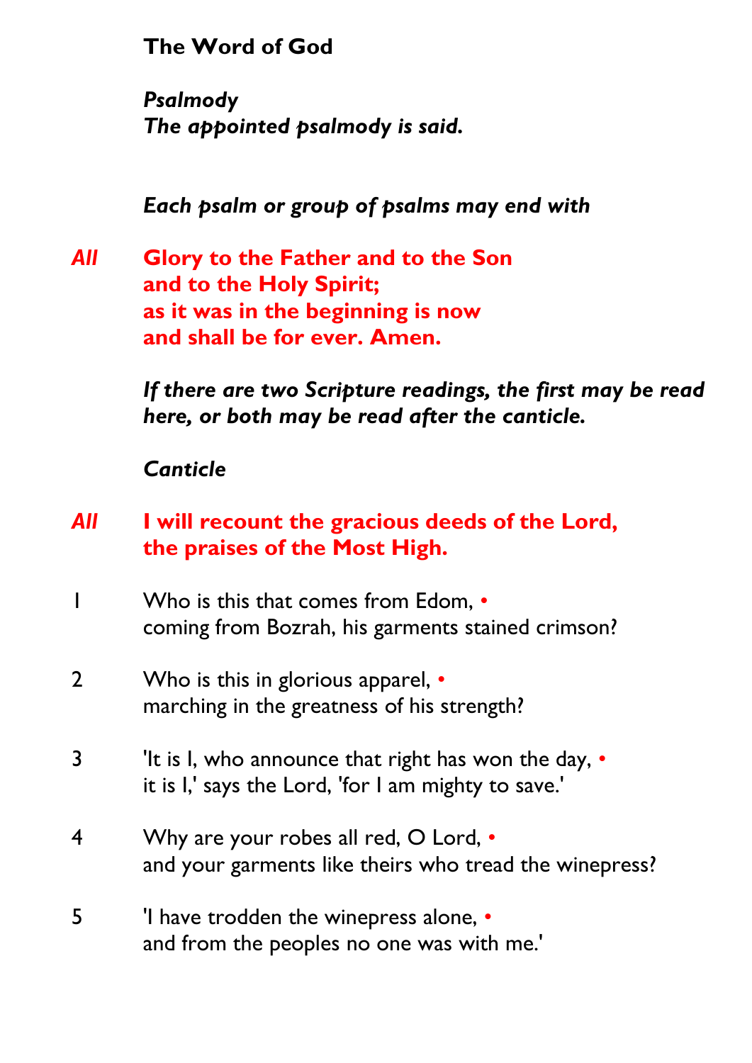**The Word of God**

***Psalmody***
***The appointed psalmody is said.***

***Each psalm or group of psalms may end with***

***All*** **Glory to the Father and to the Son**
**and to the Holy Spirit;**
**as it was in the beginning is now**
**and shall be for ever. Amen.**

***If there are two Scripture readings, the first may be read here, or both may be read after the canticle.***

***Canticle***

***All*** **I will recount the gracious deeds of the Lord,**
**the praises of the Most High.**

1 Who is this that comes from Edom, •
coming from Bozrah, his garments stained crimson?

2 Who is this in glorious apparel, •
marching in the greatness of his strength?

3 'It is I, who announce that right has won the day, •
it is I,' says the Lord, 'for I am mighty to save.'

4 Why are your robes all red, O Lord, •
and your garments like theirs who tread the winepress?

5 'I have trodden the winepress alone, •
and from the peoples no one was with me.'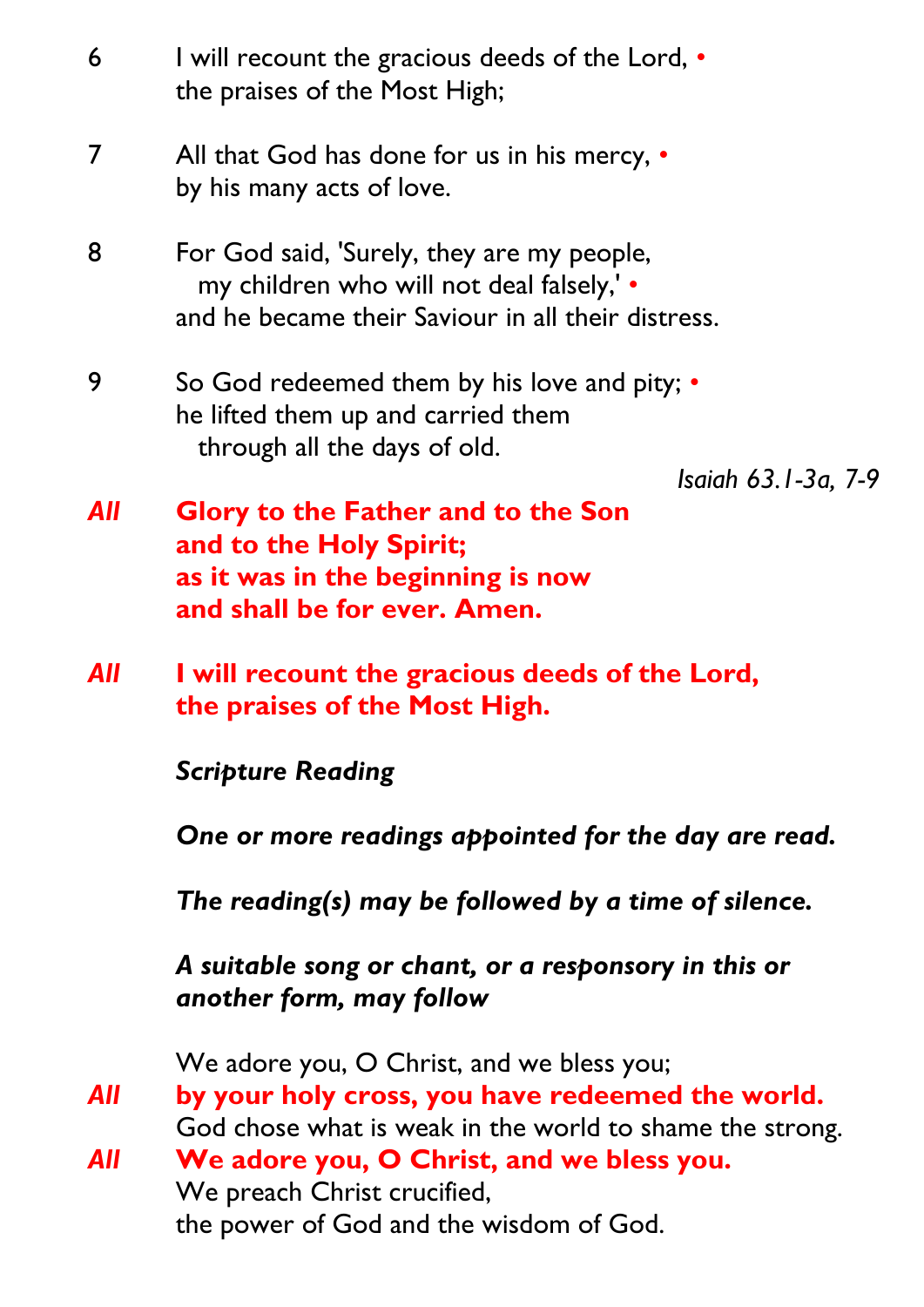6 I will recount the gracious deeds of the Lord, •
the praises of the Most High;

7 All that God has done for us in his mercy, •
by his many acts of love.

8 For God said, 'Surely, they are my people,
my children who will not deal falsely,' •
and he became their Saviour in all their distress.

9 So God redeemed them by his love and pity; •
he lifted them up and carried them
through all the days of old.

*Isaiah 63.1-3a, 7-9*

***All*** **Glory to the Father and to the Son**
**and to the Holy Spirit;**
**as it was in the beginning is now**
**and shall be for ever. Amen.**

***All*** **I will recount the gracious deeds of the Lord,**
**the praises of the Most High.**

***Scripture Reading***

***One or more readings appointed for the day are read.***

***The reading(s) may be followed by a time of silence.***

***A suitable song or chant, or a responsory in this or another form, may follow***

We adore you, O Christ, and we bless you;
***All*** **by your holy cross, you have redeemed the world.**
God chose what is weak in the world to shame the strong.
***All*** **We adore you, O Christ, and we bless you.**
We preach Christ crucified,
the power of God and the wisdom of God.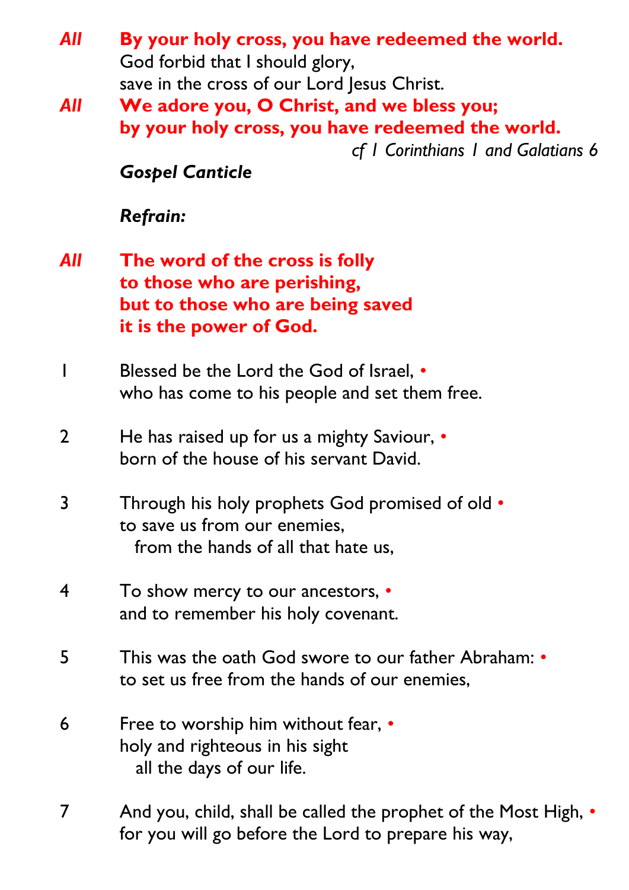*All* **By your holy cross, you have redeemed the world.**
God forbid that I should glory,
save in the cross of our Lord Jesus Christ.

*All* **We adore you, O Christ, and we bless you;**
**by your holy cross, you have redeemed the world.**

*cf 1 Corinthians 1 and Galatians 6*

***Gospel Canticle***

***Refrain:***

*All* **The word of the cross is folly**
**to those who are perishing,**
**but to those who are being saved**
**it is the power of God.**

1 Blessed be the Lord the God of Israel, •
who has come to his people and set them free.

2 He has raised up for us a mighty Saviour, •
born of the house of his servant David.

3 Through his holy prophets God promised of old •
to save us from our enemies,
  from the hands of all that hate us,

4 To show mercy to our ancestors, •
and to remember his holy covenant.

5 This was the oath God swore to our father Abraham: •
to set us free from the hands of our enemies,

6 Free to worship him without fear, •
holy and righteous in his sight
  all the days of our life.

7 And you, child, shall be called the prophet of the Most High, •
for you will go before the Lord to prepare his way,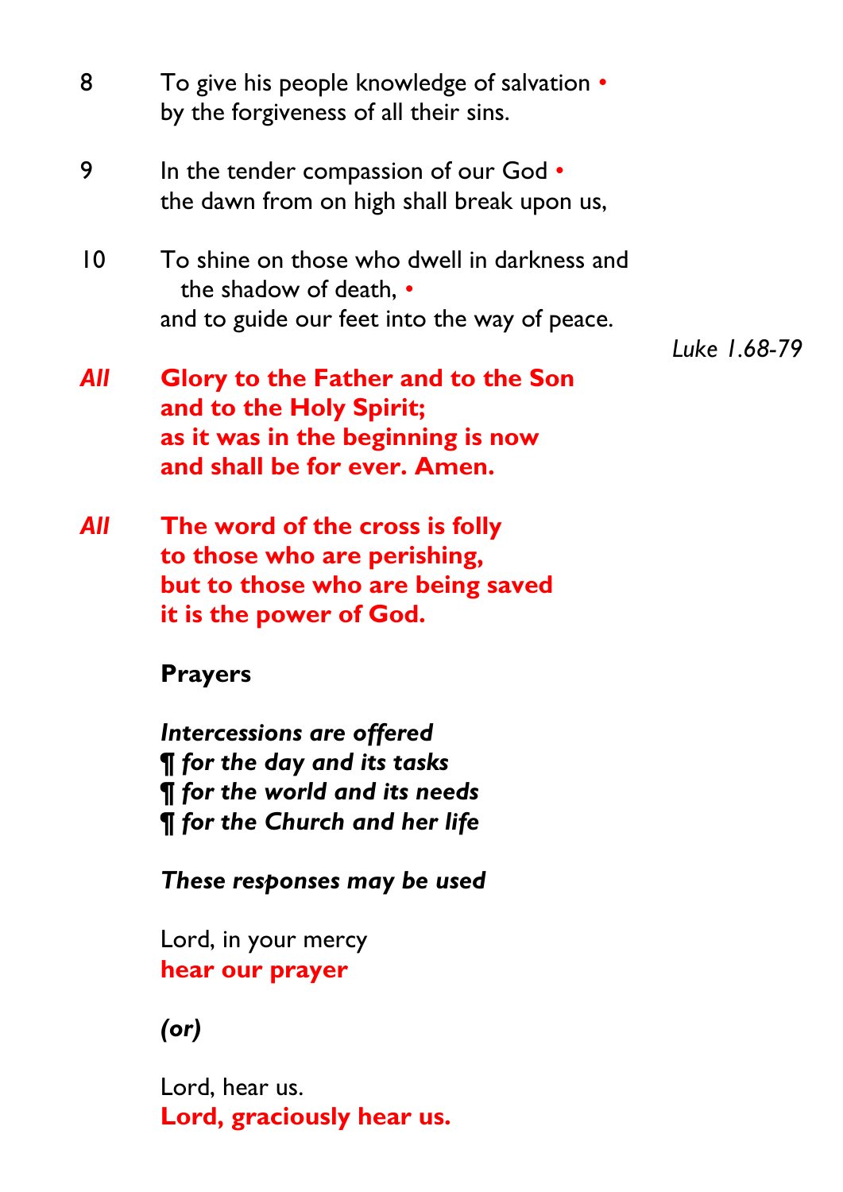8 To give his people knowledge of salvation •
by the forgiveness of all their sins.

9 In the tender compassion of our God •
the dawn from on high shall break upon us,

10 To shine on those who dwell in darkness and
the shadow of death, •
and to guide our feet into the way of peace.

*Luke 1.68-79*

***All*** **Glory to the Father and to the Son**
**and to the Holy Spirit;**
**as it was in the beginning is now**
**and shall be for ever. Amen.**

***All*** **The word of the cross is folly**
**to those who are perishing,**
**but to those who are being saved**
**it is the power of God.**

**Prayers**

***Intercessions are offered***
***¶ for the day and its tasks***
***¶ for the world and its needs***
***¶ for the Church and her life***

***These responses may be used***

Lord, in your mercy
**hear our prayer**

***(or)***

Lord, hear us.
**Lord, graciously hear us.**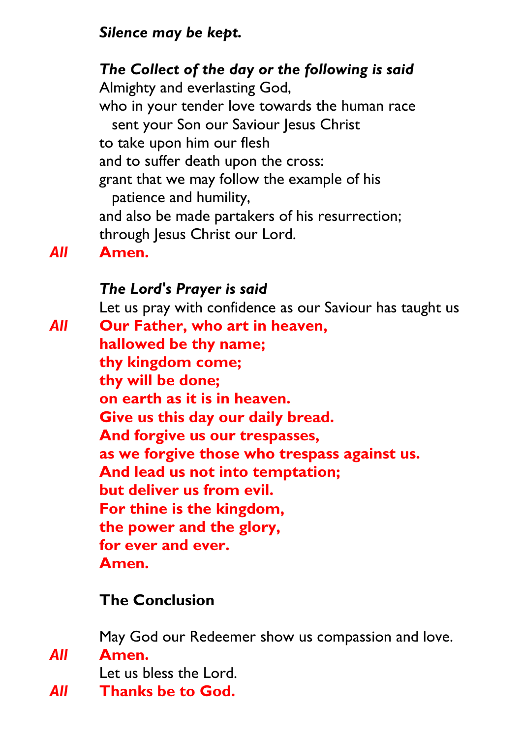***Silence may be kept.***

***The Collect of the day or the following is said***

Almighty and everlasting God,
who in your tender love towards the human race
  sent your Son our Saviour Jesus Christ
to take upon him our flesh
and to suffer death upon the cross:
grant that we may follow the example of his
  patience and humility,
and also be made partakers of his resurrection;
through Jesus Christ our Lord.

*All* **Amen.**

***The Lord's Prayer is said***

Let us pray with confidence as our Saviour has taught us

*All* **Our Father, who art in heaven,**
**hallowed be thy name;**
**thy kingdom come;**
**thy will be done;**
**on earth as it is in heaven.**
**Give us this day our daily bread.**
**And forgive us our trespasses,**
**as we forgive those who trespass against us.**
**And lead us not into temptation;**
**but deliver us from evil.**
**For thine is the kingdom,**
**the power and the glory,**
**for ever and ever.**
**Amen.**

## The Conclusion

May God our Redeemer show us compassion and love.

*All* **Amen.**

Let us bless the Lord.

*All* **Thanks be to God.**